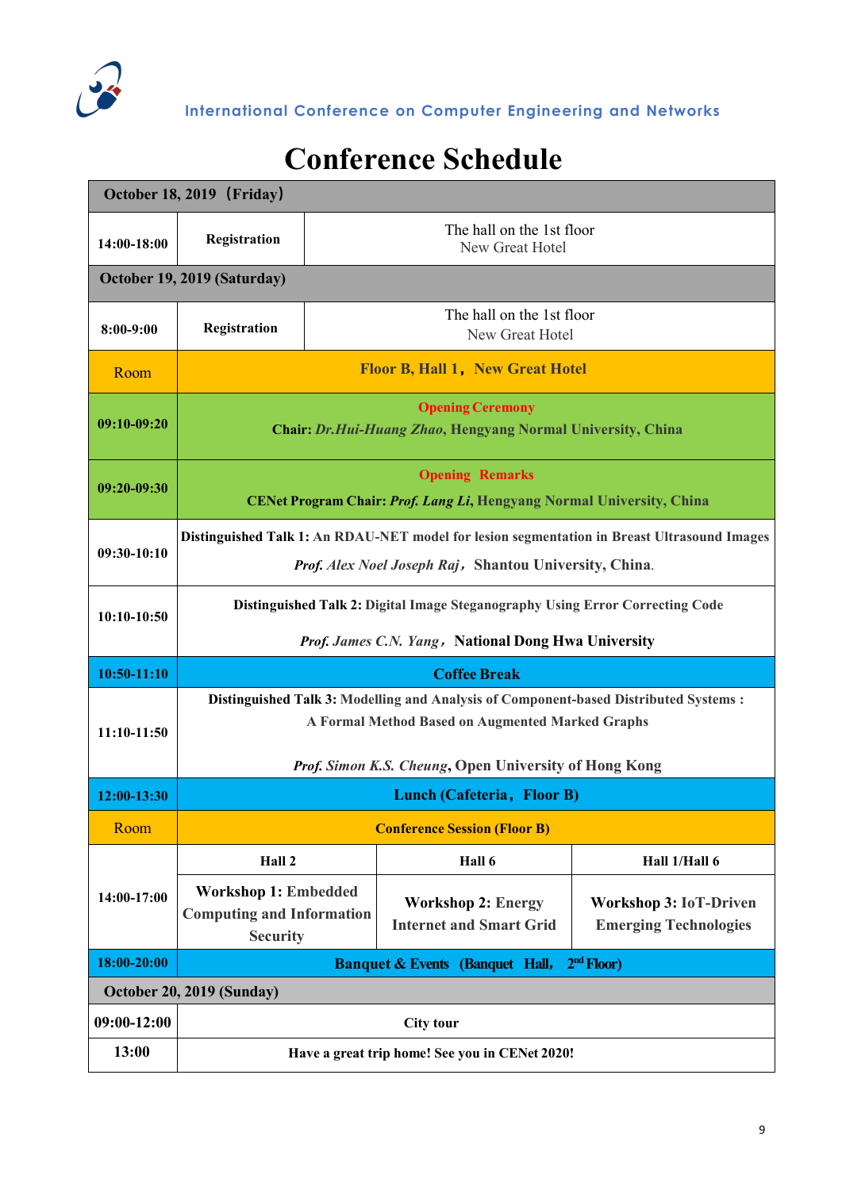International Conference on Computer Engineering and Networks

# Conference Schedule

| | | | |
|---|---|---|---|
| **October 18, 2019（Friday）** | | | |
| **14:00-18:00** | **Registration** | The hall on the 1st floor New Great Hotel | |
| **October 19, 2019 (Saturday)** | | | |
| **8:00-9:00** | **Registration** | The hall on the 1st floor New Great Hotel | |
| Room | **Floor B, Hall 1，New Great Hotel** | | |
| **09:10-09:20** | **Opening Ceremony** **Chair:** ***Dr.Hui-Huang Zhao*, Hengyang Normal University, China** | | |
| **09:20-09:30** | **Opening Remarks** **CENet Program Chair: *Prof. Lang Li*, Hengyang Normal University, China** | | |
| **09:30-10:10** | **Distinguished Talk 1: An RDAU-NET model for lesion segmentation in Breast Ultrasound Images** ***Prof. Alex Noel Joseph Raj*，Shantou University, China.** | | |
| **10:10-10:50** | **Distinguished Talk 2: Digital Image Steganography Using Error Correcting Code** ***Prof. James C.N. Yang*，National Dong Hwa University** | | |
| **10:50-11:10** | **Coffee Break** | | |
| **11:10-11:50** | **Distinguished Talk 3: Modelling and Analysis of Component-based Distributed Systems : A Formal Method Based on Augmented Marked Graphs** ***Prof. Simon K.S. Cheung*, Open University of Hong Kong** | | |
| **12:00-13:30** | **Lunch (Cafeteria，Floor B)** | | |
| Room | **Conference Session (Floor B)** | | |
| **14:00-17:00** | **Hall 2** | **Hall 6** | **Hall 1/Hall 6** |
| | **Workshop 1: Embedded Computing and Information Security** | **Workshop 2: Energy Internet and Smart Grid** | **Workshop 3: IoT-Driven Emerging Technologies** |
| **18:00-20:00** | **Banquet & Events (Banquet Hall, 2nd Floor)** | | |
| **October 20, 2019 (Sunday)** | | | |
| **09:00-12:00** | **City tour** | | |
| **13:00** | **Have a great trip home! See you in CENet 2020!** | | |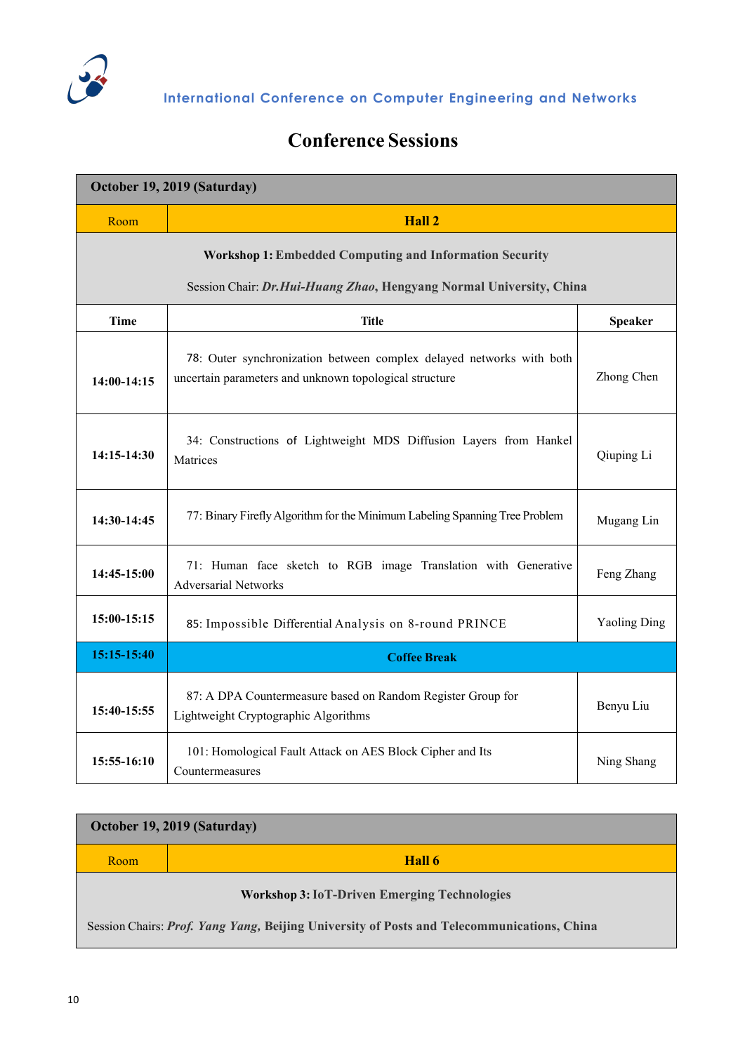# Conference Sessions

| October 19, 2019 (Saturday) | | |
|---|---|---|
| Room | **Hall 2** | |
| **Workshop 1: Embedded Computing and Information Security**<br>Session Chair: ***Dr.Hui-Huang Zhao*, Hengyang Normal University, China** | | |
| **Time** | **Title** | **Speaker** |
| **14:00-14:15** | 78: Outer synchronization between complex delayed networks with both uncertain parameters and unknown topological structure | Zhong Chen |
| **14:15-14:30** | 34: Constructions of Lightweight MDS Diffusion Layers from Hankel Matrices | Qiuping Li |
| **14:30-14:45** | 77: Binary Firefly Algorithm for the Minimum Labeling Spanning Tree Problem | Mugang Lin |
| **14:45-15:00** | 71: Human face sketch to RGB image Translation with Generative Adversarial Networks | Feng Zhang |
| **15:00-15:15** | 85: Impossible Differential Analysis on 8-round PRINCE | Yaoling Ding |
| **15:15-15:40** | **Coffee Break** | |
| **15:40-15:55** | 87: A DPA Countermeasure based on Random Register Group for Lightweight Cryptographic Algorithms | Benyu Liu |
| **15:55-16:10** | 101: Homological Fault Attack on AES Block Cipher and Its Countermeasures | Ning Shang |

| October 19, 2019 (Saturday) | |
|---|---|
| Room | **Hall 6** |
| **Workshop 3: IoT-Driven Emerging Technologies**<br>Session Chairs: ***Prof. Yang Yang,* Beijing University of Posts and Telecommunications, China** | |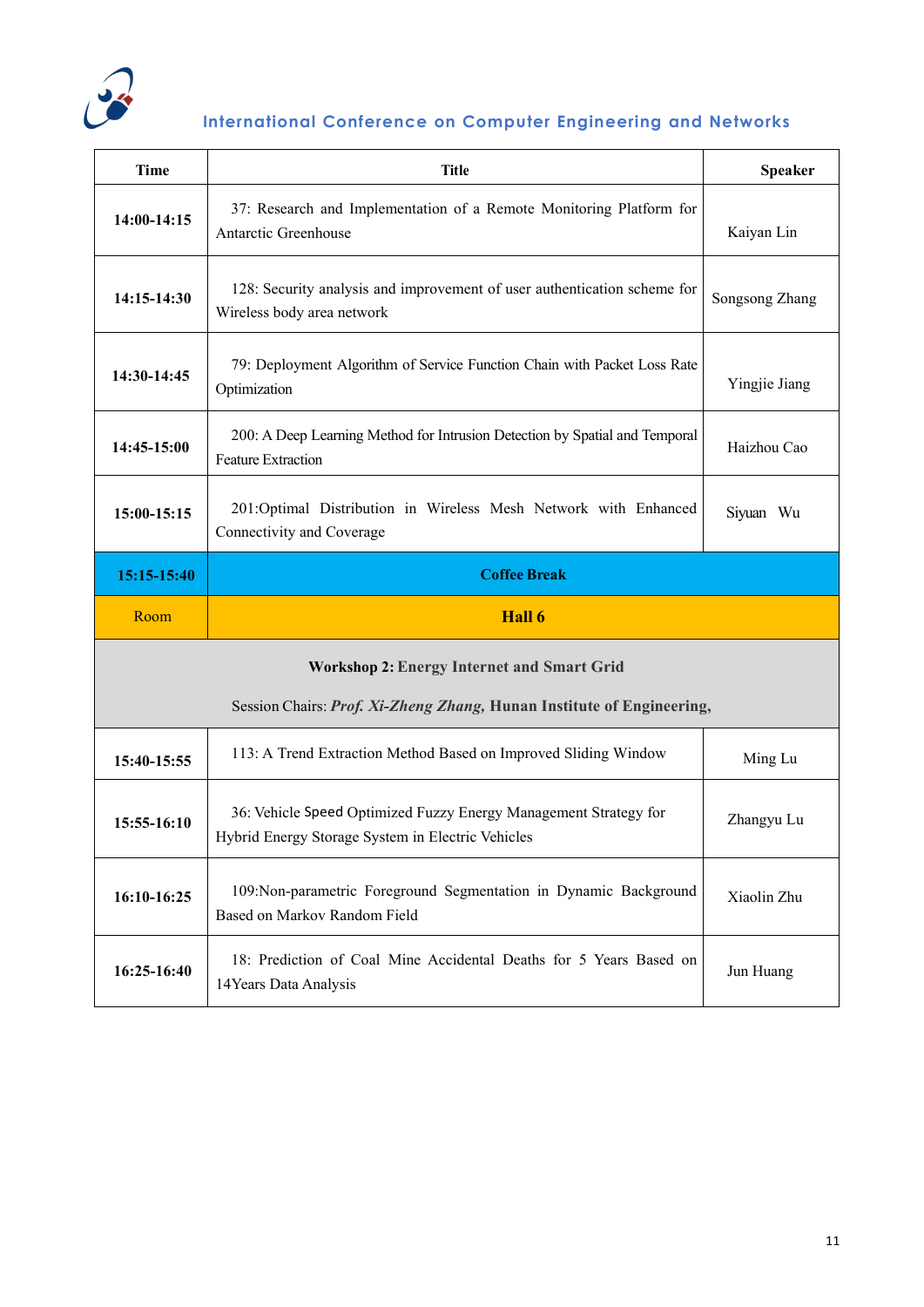| Time | Title | Speaker |
|---|---|---|
| **14:00-14:15** | 37: Research and Implementation of a Remote Monitoring Platform for Antarctic Greenhouse | Kaiyan Lin |
| **14:15-14:30** | 128: Security analysis and improvement of user authentication scheme for Wireless body area network | Songsong Zhang |
| **14:30-14:45** | 79: Deployment Algorithm of Service Function Chain with Packet Loss Rate Optimization | Yingjie Jiang |
| **14:45-15:00** | 200: A Deep Learning Method for Intrusion Detection by Spatial and Temporal Feature Extraction | Haizhou Cao |
| **15:00-15:15** | 201:Optimal Distribution in Wireless Mesh Network with Enhanced Connectivity and Coverage | Siyuan Wu |
| **15:15-15:40** | **Coffee Break** | |
| Room | **Hall 6** | |
| **Workshop 2: Energy Internet and Smart Grid**<br>Session Chairs: ***Prof. Xi-Zheng Zhang,*** **Hunan Institute of Engineering,** | | |
| **15:40-15:55** | 113: A Trend Extraction Method Based on Improved Sliding Window | Ming Lu |
| **15:55-16:10** | 36: Vehicle Speed Optimized Fuzzy Energy Management Strategy for Hybrid Energy Storage System in Electric Vehicles | Zhangyu Lu |
| **16:10-16:25** | 109:Non-parametric Foreground Segmentation in Dynamic Background Based on Markov Random Field | Xiaolin Zhu |
| **16:25-16:40** | 18: Prediction of Coal Mine Accidental Deaths for 5 Years Based on 14Years Data Analysis | Jun Huang |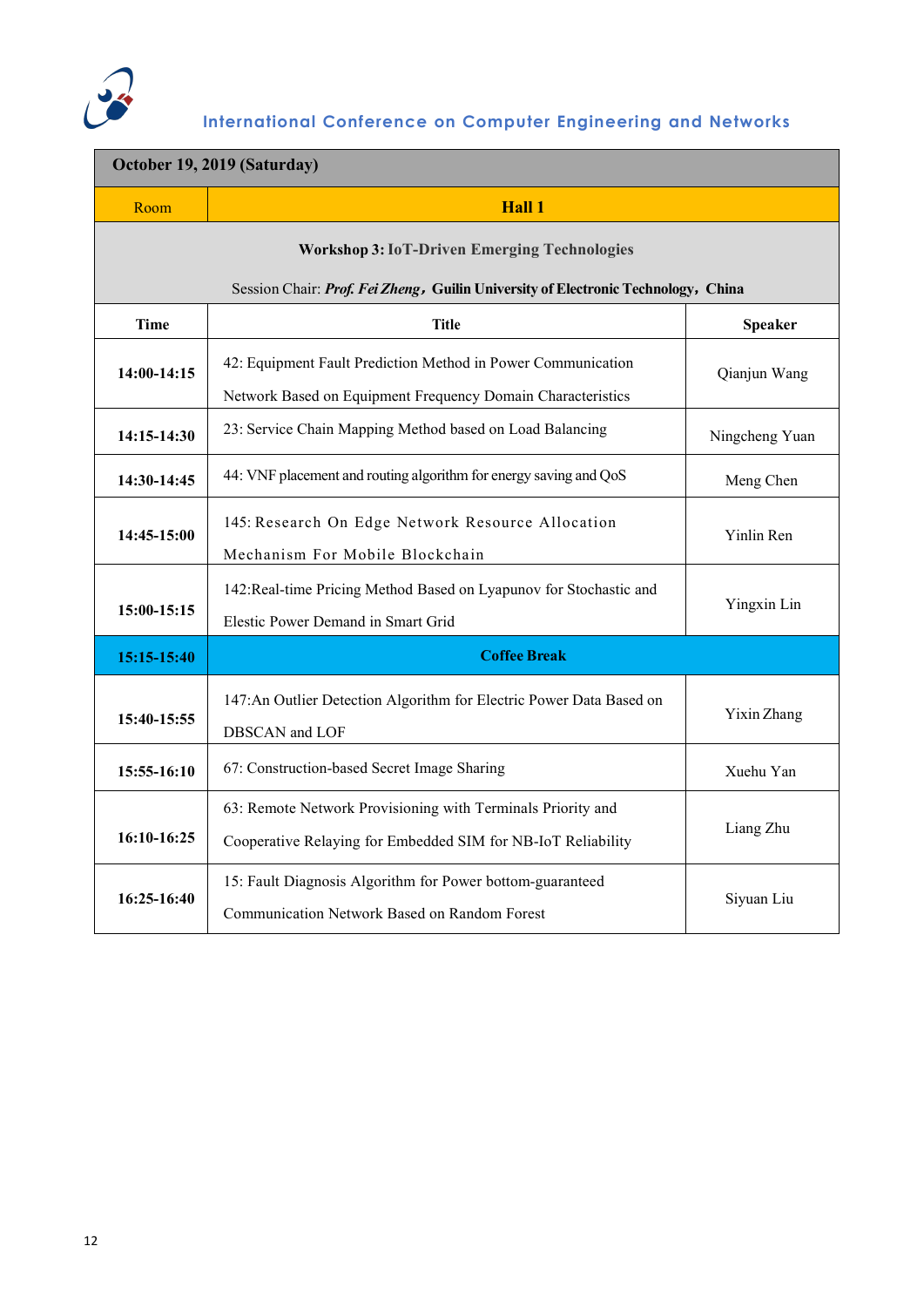International Conference on Computer Engineering and Networks

| October 19, 2019 (Saturday) | | |
|---|---|---|
| Room | Hall 1 | |
| **Workshop 3: IoT-Driven Emerging Technologies**<br>Session Chair: ***Prof. Fei Zheng*****，Guilin University of Electronic Technology，China** | | |
| **Time** | **Title** | **Speaker** |
| **14:00-14:15** | 42: Equipment Fault Prediction Method in Power Communication Network Based on Equipment Frequency Domain Characteristics | Qianjun Wang |
| **14:15-14:30** | 23: Service Chain Mapping Method based on Load Balancing | Ningcheng Yuan |
| **14:30-14:45** | 44: VNF placement and routing algorithm for energy saving and QoS | Meng Chen |
| **14:45-15:00** | 145: Research On Edge Network Resource Allocation Mechanism For Mobile Blockchain | Yinlin Ren |
| **15:00-15:15** | 142:Real-time Pricing Method Based on Lyapunov for Stochastic and Elestic Power Demand in Smart Grid | Yingxin Lin |
| **15:15-15:40** | **Coffee Break** | |
| **15:40-15:55** | 147:An Outlier Detection Algorithm for Electric Power Data Based on DBSCAN and LOF | Yixin Zhang |
| **15:55-16:10** | 67: Construction-based Secret Image Sharing | Xuehu Yan |
| **16:10-16:25** | 63: Remote Network Provisioning with Terminals Priority and Cooperative Relaying for Embedded SIM for NB-IoT Reliability | Liang Zhu |
| **16:25-16:40** | 15: Fault Diagnosis Algorithm for Power bottom-guaranteed Communication Network Based on Random Forest | Siyuan Liu |